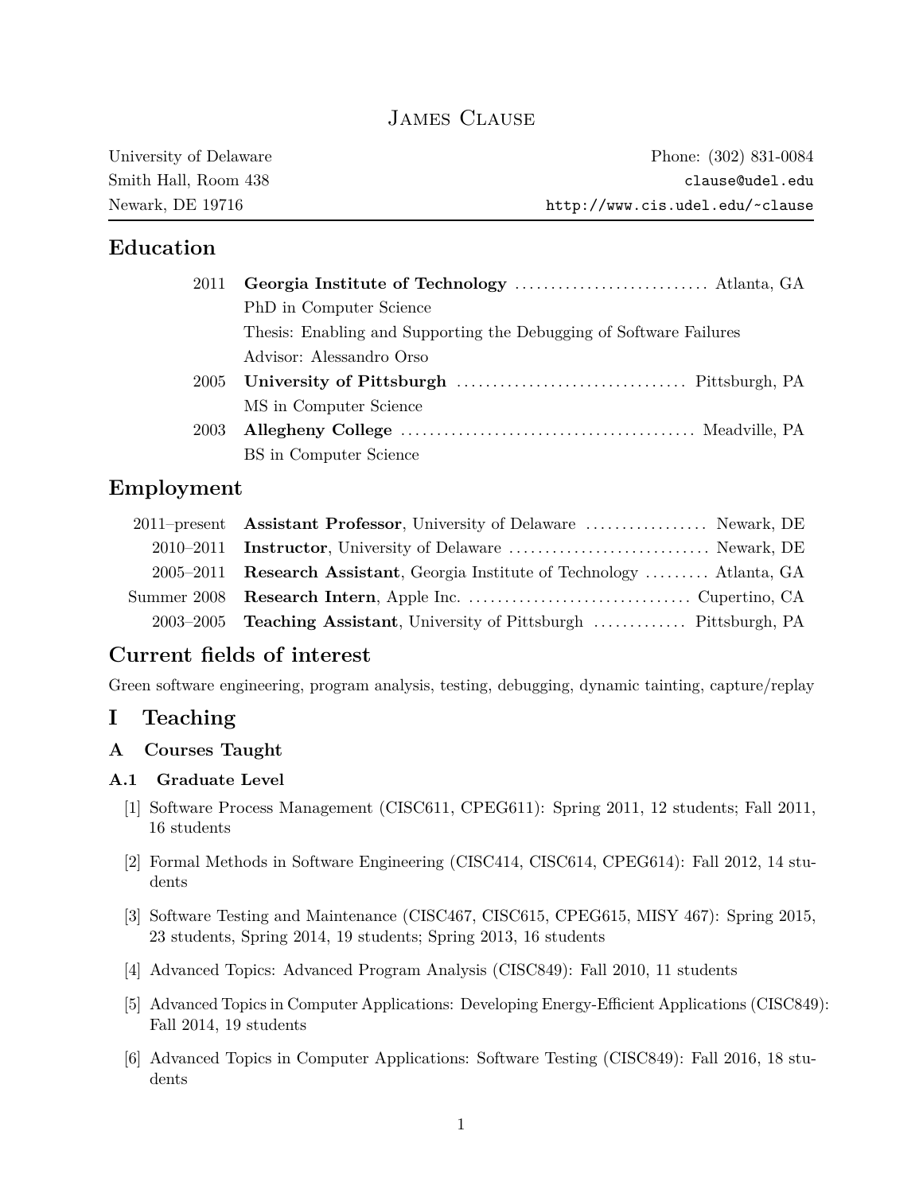# James Clause

University of Delaware
Smith Hall, Room 438
Newark, DE 19716

Phone: (302) 831-0084
clause@udel.edu
http://www.cis.udel.edu/~clause

## Education

2011 **Georgia Institute of Technology** ............ Atlanta, GA
PhD in Computer Science
Thesis: Enabling and Supporting the Debugging of Software Failures
Advisor: Alessandro Orso

2005 **University of Pittsburgh** ............ Pittsburgh, PA
MS in Computer Science

2003 **Allegheny College** ............ Meadville, PA
BS in Computer Science

## Employment

2011–present **Assistant Professor**, University of Delaware ............ Newark, DE

2010–2011 **Instructor**, University of Delaware ............ Newark, DE

2005–2011 **Research Assistant**, Georgia Institute of Technology ............ Atlanta, GA

Summer 2008 **Research Intern**, Apple Inc. ............ Cupertino, CA

2003–2005 **Teaching Assistant**, University of Pittsburgh ............ Pittsburgh, PA

## Current fields of interest

Green software engineering, program analysis, testing, debugging, dynamic tainting, capture/replay

# I Teaching

## A Courses Taught

### A.1 Graduate Level

[1] Software Process Management (CISC611, CPEG611): Spring 2011, 12 students; Fall 2011, 16 students

[2] Formal Methods in Software Engineering (CISC414, CISC614, CPEG614): Fall 2012, 14 students

[3] Software Testing and Maintenance (CISC467, CISC615, CPEG615, MISY 467): Spring 2015, 23 students, Spring 2014, 19 students; Spring 2013, 16 students

[4] Advanced Topics: Advanced Program Analysis (CISC849): Fall 2010, 11 students

[5] Advanced Topics in Computer Applications: Developing Energy-Efficient Applications (CISC849): Fall 2014, 19 students

[6] Advanced Topics in Computer Applications: Software Testing (CISC849): Fall 2016, 18 students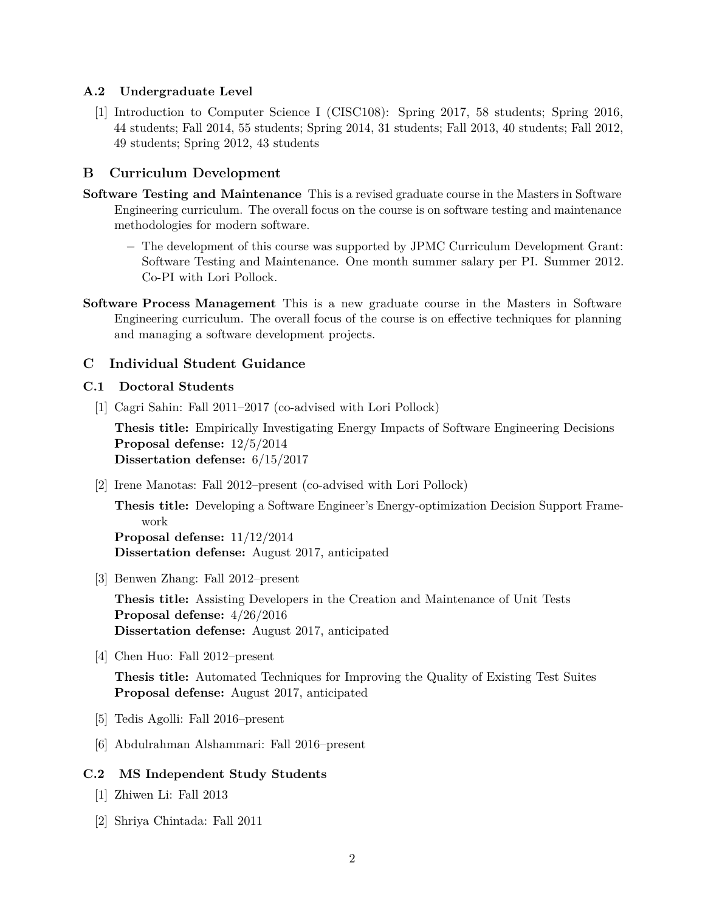### A.2 Undergraduate Level

[1] Introduction to Computer Science I (CISC108): Spring 2017, 58 students; Spring 2016, 44 students; Fall 2014, 55 students; Spring 2014, 31 students; Fall 2013, 40 students; Fall 2012, 49 students; Spring 2012, 43 students

## B Curriculum Development

**Software Testing and Maintenance** This is a revised graduate course in the Masters in Software Engineering curriculum. The overall focus on the course is on software testing and maintenance methodologies for modern software.

- The development of this course was supported by JPMC Curriculum Development Grant: Software Testing and Maintenance. One month summer salary per PI. Summer 2012. Co-PI with Lori Pollock.

**Software Process Management** This is a new graduate course in the Masters in Software Engineering curriculum. The overall focus of the course is on effective techniques for planning and managing a software development projects.

## C Individual Student Guidance

### C.1 Doctoral Students

[1] Cagri Sahin: Fall 2011–2017 (co-advised with Lori Pollock)

**Thesis title:** Empirically Investigating Energy Impacts of Software Engineering Decisions
**Proposal defense:** 12/5/2014
**Dissertation defense:** 6/15/2017

[2] Irene Manotas: Fall 2012–present (co-advised with Lori Pollock)

**Thesis title:** Developing a Software Engineer's Energy-optimization Decision Support Framework
**Proposal defense:** 11/12/2014
**Dissertation defense:** August 2017, anticipated

[3] Benwen Zhang: Fall 2012–present

**Thesis title:** Assisting Developers in the Creation and Maintenance of Unit Tests
**Proposal defense:** 4/26/2016
**Dissertation defense:** August 2017, anticipated

[4] Chen Huo: Fall 2012–present

**Thesis title:** Automated Techniques for Improving the Quality of Existing Test Suites
**Proposal defense:** August 2017, anticipated

[5] Tedis Agolli: Fall 2016–present

[6] Abdulrahman Alshammari: Fall 2016–present

### C.2 MS Independent Study Students

[1] Zhiwen Li: Fall 2013

[2] Shriya Chintada: Fall 2011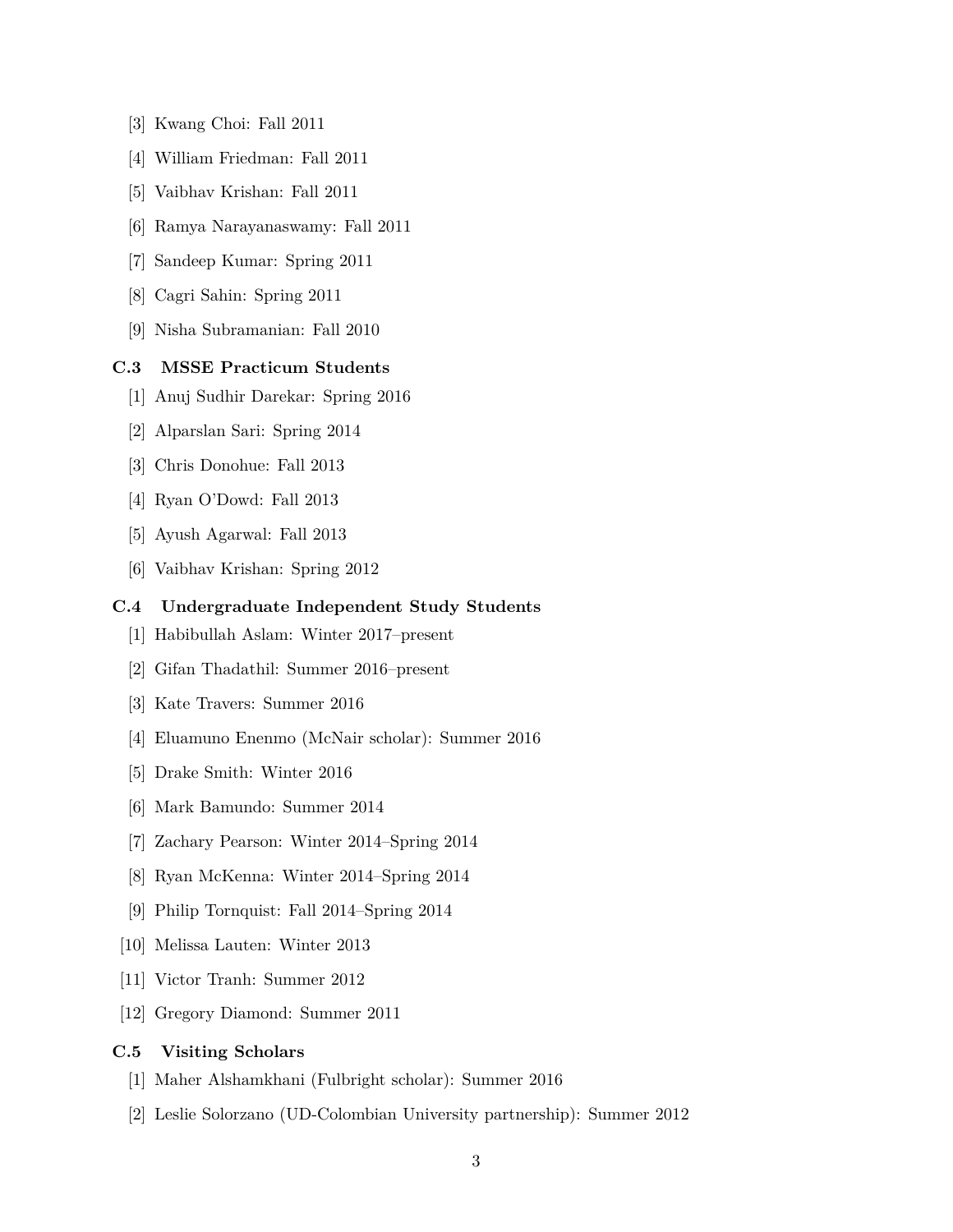[3] Kwang Choi: Fall 2011

[4] William Friedman: Fall 2011

[5] Vaibhav Krishan: Fall 2011

[6] Ramya Narayanaswamy: Fall 2011

[7] Sandeep Kumar: Spring 2011

[8] Cagri Sahin: Spring 2011

[9] Nisha Subramanian: Fall 2010

### C.3 MSSE Practicum Students

[1] Anuj Sudhir Darekar: Spring 2016

[2] Alparslan Sari: Spring 2014

[3] Chris Donohue: Fall 2013

[4] Ryan O'Dowd: Fall 2013

[5] Ayush Agarwal: Fall 2013

[6] Vaibhav Krishan: Spring 2012

### C.4 Undergraduate Independent Study Students

[1] Habibullah Aslam: Winter 2017–present

[2] Gifan Thadathil: Summer 2016–present

[3] Kate Travers: Summer 2016

[4] Eluamuno Enenmo (McNair scholar): Summer 2016

[5] Drake Smith: Winter 2016

[6] Mark Bamundo: Summer 2014

[7] Zachary Pearson: Winter 2014–Spring 2014

[8] Ryan McKenna: Winter 2014–Spring 2014

[9] Philip Tornquist: Fall 2014–Spring 2014

[10] Melissa Lauten: Winter 2013

[11] Victor Tranh: Summer 2012

[12] Gregory Diamond: Summer 2011

### C.5 Visiting Scholars

[1] Maher Alshamkhani (Fulbright scholar): Summer 2016

[2] Leslie Solorzano (UD-Colombian University partnership): Summer 2012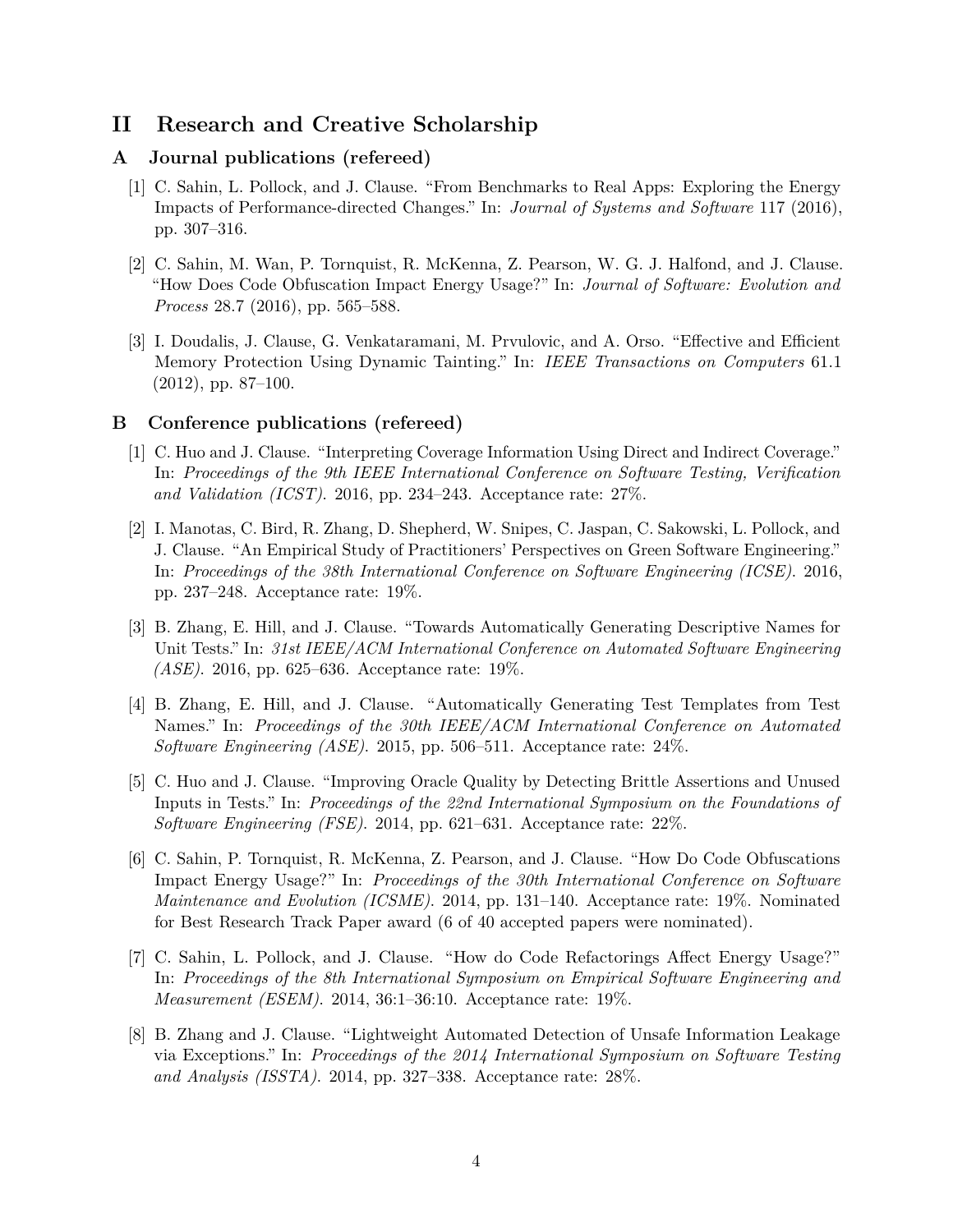# II Research and Creative Scholarship

## A Journal publications (refereed)

[1] C. Sahin, L. Pollock, and J. Clause. "From Benchmarks to Real Apps: Exploring the Energy Impacts of Performance-directed Changes." In: *Journal of Systems and Software* 117 (2016), pp. 307–316.

[2] C. Sahin, M. Wan, P. Tornquist, R. McKenna, Z. Pearson, W. G. J. Halfond, and J. Clause. "How Does Code Obfuscation Impact Energy Usage?" In: *Journal of Software: Evolution and Process* 28.7 (2016), pp. 565–588.

[3] I. Doudalis, J. Clause, G. Venkataramani, M. Prvulovic, and A. Orso. "Effective and Efficient Memory Protection Using Dynamic Tainting." In: *IEEE Transactions on Computers* 61.1 (2012), pp. 87–100.

## B Conference publications (refereed)

[1] C. Huo and J. Clause. "Interpreting Coverage Information Using Direct and Indirect Coverage." In: *Proceedings of the 9th IEEE International Conference on Software Testing, Verification and Validation (ICST)*. 2016, pp. 234–243. Acceptance rate: 27%.

[2] I. Manotas, C. Bird, R. Zhang, D. Shepherd, W. Snipes, C. Jaspan, C. Sakowski, L. Pollock, and J. Clause. "An Empirical Study of Practitioners' Perspectives on Green Software Engineering." In: *Proceedings of the 38th International Conference on Software Engineering (ICSE)*. 2016, pp. 237–248. Acceptance rate: 19%.

[3] B. Zhang, E. Hill, and J. Clause. "Towards Automatically Generating Descriptive Names for Unit Tests." In: *31st IEEE/ACM International Conference on Automated Software Engineering (ASE)*. 2016, pp. 625–636. Acceptance rate: 19%.

[4] B. Zhang, E. Hill, and J. Clause. "Automatically Generating Test Templates from Test Names." In: *Proceedings of the 30th IEEE/ACM International Conference on Automated Software Engineering (ASE)*. 2015, pp. 506–511. Acceptance rate: 24%.

[5] C. Huo and J. Clause. "Improving Oracle Quality by Detecting Brittle Assertions and Unused Inputs in Tests." In: *Proceedings of the 22nd International Symposium on the Foundations of Software Engineering (FSE)*. 2014, pp. 621–631. Acceptance rate: 22%.

[6] C. Sahin, P. Tornquist, R. McKenna, Z. Pearson, and J. Clause. "How Do Code Obfuscations Impact Energy Usage?" In: *Proceedings of the 30th International Conference on Software Maintenance and Evolution (ICSME)*. 2014, pp. 131–140. Acceptance rate: 19%. Nominated for Best Research Track Paper award (6 of 40 accepted papers were nominated).

[7] C. Sahin, L. Pollock, and J. Clause. "How do Code Refactorings Affect Energy Usage?" In: *Proceedings of the 8th International Symposium on Empirical Software Engineering and Measurement (ESEM)*. 2014, 36:1–36:10. Acceptance rate: 19%.

[8] B. Zhang and J. Clause. "Lightweight Automated Detection of Unsafe Information Leakage via Exceptions." In: *Proceedings of the 2014 International Symposium on Software Testing and Analysis (ISSTA)*. 2014, pp. 327–338. Acceptance rate: 28%.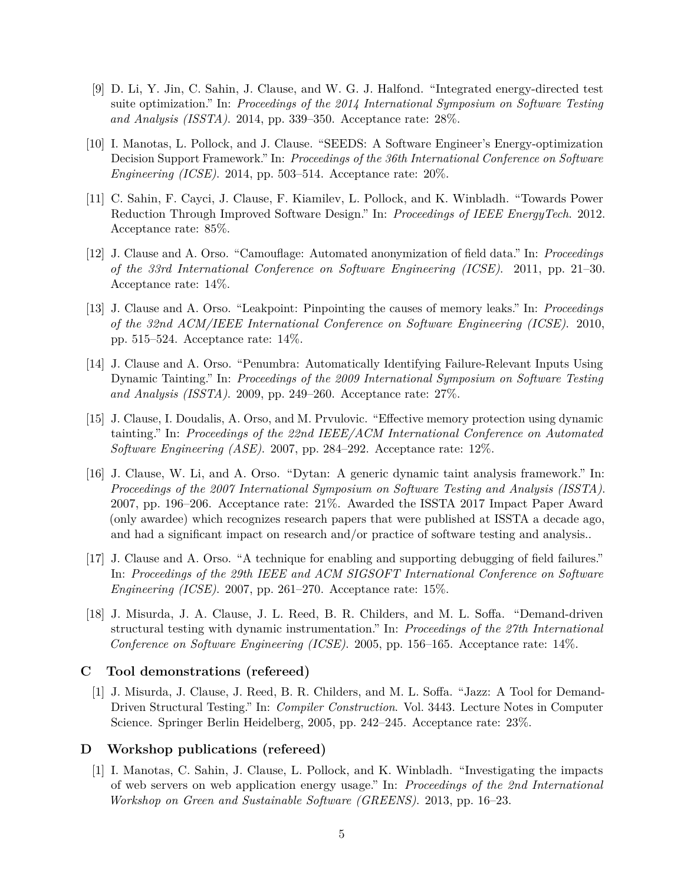[9] D. Li, Y. Jin, C. Sahin, J. Clause, and W. G. J. Halfond. "Integrated energy-directed test suite optimization." In: *Proceedings of the 2014 International Symposium on Software Testing and Analysis (ISSTA)*. 2014, pp. 339–350. Acceptance rate: 28%.

[10] I. Manotas, L. Pollock, and J. Clause. "SEEDS: A Software Engineer's Energy-optimization Decision Support Framework." In: *Proceedings of the 36th International Conference on Software Engineering (ICSE)*. 2014, pp. 503–514. Acceptance rate: 20%.

[11] C. Sahin, F. Cayci, J. Clause, F. Kiamilev, L. Pollock, and K. Winbladh. "Towards Power Reduction Through Improved Software Design." In: *Proceedings of IEEE EnergyTech*. 2012. Acceptance rate: 85%.

[12] J. Clause and A. Orso. "Camouflage: Automated anonymization of field data." In: *Proceedings of the 33rd International Conference on Software Engineering (ICSE)*. 2011, pp. 21–30. Acceptance rate: 14%.

[13] J. Clause and A. Orso. "Leakpoint: Pinpointing the causes of memory leaks." In: *Proceedings of the 32nd ACM/IEEE International Conference on Software Engineering (ICSE)*. 2010, pp. 515–524. Acceptance rate: 14%.

[14] J. Clause and A. Orso. "Penumbra: Automatically Identifying Failure-Relevant Inputs Using Dynamic Tainting." In: *Proceedings of the 2009 International Symposium on Software Testing and Analysis (ISSTA)*. 2009, pp. 249–260. Acceptance rate: 27%.

[15] J. Clause, I. Doudalis, A. Orso, and M. Prvulovic. "Effective memory protection using dynamic tainting." In: *Proceedings of the 22nd IEEE/ACM International Conference on Automated Software Engineering (ASE)*. 2007, pp. 284–292. Acceptance rate: 12%.

[16] J. Clause, W. Li, and A. Orso. "Dytan: A generic dynamic taint analysis framework." In: *Proceedings of the 2007 International Symposium on Software Testing and Analysis (ISSTA)*. 2007, pp. 196–206. Acceptance rate: 21%. Awarded the ISSTA 2017 Impact Paper Award (only awardee) which recognizes research papers that were published at ISSTA a decade ago, and had a significant impact on research and/or practice of software testing and analysis..

[17] J. Clause and A. Orso. "A technique for enabling and supporting debugging of field failures." In: *Proceedings of the 29th IEEE and ACM SIGSOFT International Conference on Software Engineering (ICSE)*. 2007, pp. 261–270. Acceptance rate: 15%.

[18] J. Misurda, J. A. Clause, J. L. Reed, B. R. Childers, and M. L. Soffa. "Demand-driven structural testing with dynamic instrumentation." In: *Proceedings of the 27th International Conference on Software Engineering (ICSE)*. 2005, pp. 156–165. Acceptance rate: 14%.

## C Tool demonstrations (refereed)

[1] J. Misurda, J. Clause, J. Reed, B. R. Childers, and M. L. Soffa. "Jazz: A Tool for Demand-Driven Structural Testing." In: *Compiler Construction*. Vol. 3443. Lecture Notes in Computer Science. Springer Berlin Heidelberg, 2005, pp. 242–245. Acceptance rate: 23%.

## D Workshop publications (refereed)

[1] I. Manotas, C. Sahin, J. Clause, L. Pollock, and K. Winbladh. "Investigating the impacts of web servers on web application energy usage." In: *Proceedings of the 2nd International Workshop on Green and Sustainable Software (GREENS)*. 2013, pp. 16–23.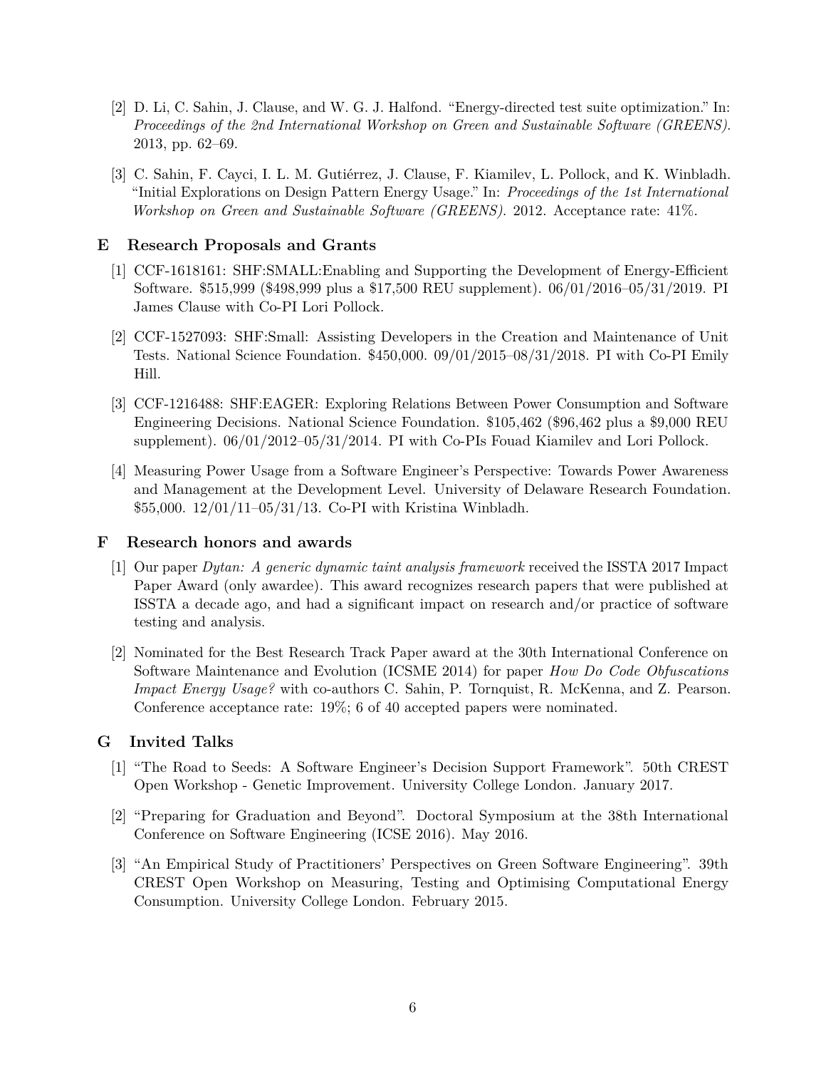[2] D. Li, C. Sahin, J. Clause, and W. G. J. Halfond. "Energy-directed test suite optimization." In: *Proceedings of the 2nd International Workshop on Green and Sustainable Software (GREENS)*. 2013, pp. 62–69.

[3] C. Sahin, F. Cayci, I. L. M. Gutiérrez, J. Clause, F. Kiamilev, L. Pollock, and K. Winbladh. "Initial Explorations on Design Pattern Energy Usage." In: *Proceedings of the 1st International Workshop on Green and Sustainable Software (GREENS)*. 2012. Acceptance rate: 41%.

## E Research Proposals and Grants

[1] CCF-1618161: SHF:SMALL:Enabling and Supporting the Development of Energy-Efficient Software. $515,999 ($498,999 plus a $17,500 REU supplement). 06/01/2016–05/31/2019. PI James Clause with Co-PI Lori Pollock.

[2] CCF-1527093: SHF:Small: Assisting Developers in the Creation and Maintenance of Unit Tests. National Science Foundation. $450,000. 09/01/2015–08/31/2018. PI with Co-PI Emily Hill.

[3] CCF-1216488: SHF:EAGER: Exploring Relations Between Power Consumption and Software Engineering Decisions. National Science Foundation. $105,462 ($96,462 plus a $9,000 REU supplement). 06/01/2012–05/31/2014. PI with Co-PIs Fouad Kiamilev and Lori Pollock.

[4] Measuring Power Usage from a Software Engineer's Perspective: Towards Power Awareness and Management at the Development Level. University of Delaware Research Foundation. $55,000. 12/01/11–05/31/13. Co-PI with Kristina Winbladh.

## F Research honors and awards

[1] Our paper *Dytan: A generic dynamic taint analysis framework* received the ISSTA 2017 Impact Paper Award (only awardee). This award recognizes research papers that were published at ISSTA a decade ago, and had a significant impact on research and/or practice of software testing and analysis.

[2] Nominated for the Best Research Track Paper award at the 30th International Conference on Software Maintenance and Evolution (ICSME 2014) for paper *How Do Code Obfuscations Impact Energy Usage?* with co-authors C. Sahin, P. Tornquist, R. McKenna, and Z. Pearson. Conference acceptance rate: 19%; 6 of 40 accepted papers were nominated.

## G Invited Talks

[1] "The Road to Seeds: A Software Engineer's Decision Support Framework". 50th CREST Open Workshop - Genetic Improvement. University College London. January 2017.

[2] "Preparing for Graduation and Beyond". Doctoral Symposium at the 38th International Conference on Software Engineering (ICSE 2016). May 2016.

[3] "An Empirical Study of Practitioners' Perspectives on Green Software Engineering". 39th CREST Open Workshop on Measuring, Testing and Optimising Computational Energy Consumption. University College London. February 2015.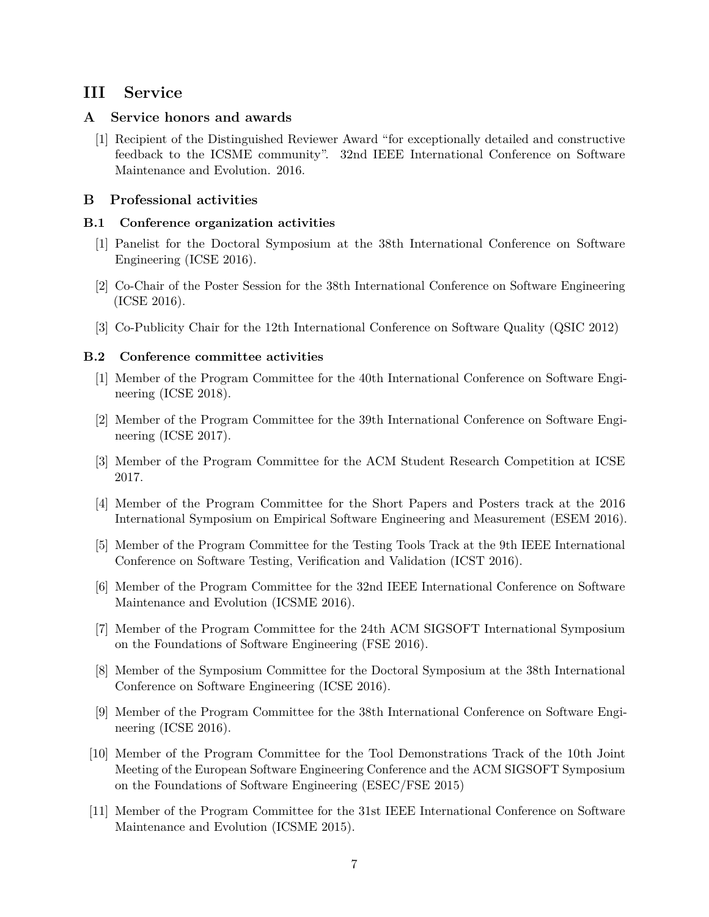# III Service

## A Service honors and awards

[1] Recipient of the Distinguished Reviewer Award "for exceptionally detailed and constructive feedback to the ICSME community". 32nd IEEE International Conference on Software Maintenance and Evolution. 2016.

## B Professional activities

### B.1 Conference organization activities

[1] Panelist for the Doctoral Symposium at the 38th International Conference on Software Engineering (ICSE 2016).

[2] Co-Chair of the Poster Session for the 38th International Conference on Software Engineering (ICSE 2016).

[3] Co-Publicity Chair for the 12th International Conference on Software Quality (QSIC 2012)

### B.2 Conference committee activities

[1] Member of the Program Committee for the 40th International Conference on Software Engineering (ICSE 2018).

[2] Member of the Program Committee for the 39th International Conference on Software Engineering (ICSE 2017).

[3] Member of the Program Committee for the ACM Student Research Competition at ICSE 2017.

[4] Member of the Program Committee for the Short Papers and Posters track at the 2016 International Symposium on Empirical Software Engineering and Measurement (ESEM 2016).

[5] Member of the Program Committee for the Testing Tools Track at the 9th IEEE International Conference on Software Testing, Verification and Validation (ICST 2016).

[6] Member of the Program Committee for the 32nd IEEE International Conference on Software Maintenance and Evolution (ICSME 2016).

[7] Member of the Program Committee for the 24th ACM SIGSOFT International Symposium on the Foundations of Software Engineering (FSE 2016).

[8] Member of the Symposium Committee for the Doctoral Symposium at the 38th International Conference on Software Engineering (ICSE 2016).

[9] Member of the Program Committee for the 38th International Conference on Software Engineering (ICSE 2016).

[10] Member of the Program Committee for the Tool Demonstrations Track of the 10th Joint Meeting of the European Software Engineering Conference and the ACM SIGSOFT Symposium on the Foundations of Software Engineering (ESEC/FSE 2015)

[11] Member of the Program Committee for the 31st IEEE International Conference on Software Maintenance and Evolution (ICSME 2015).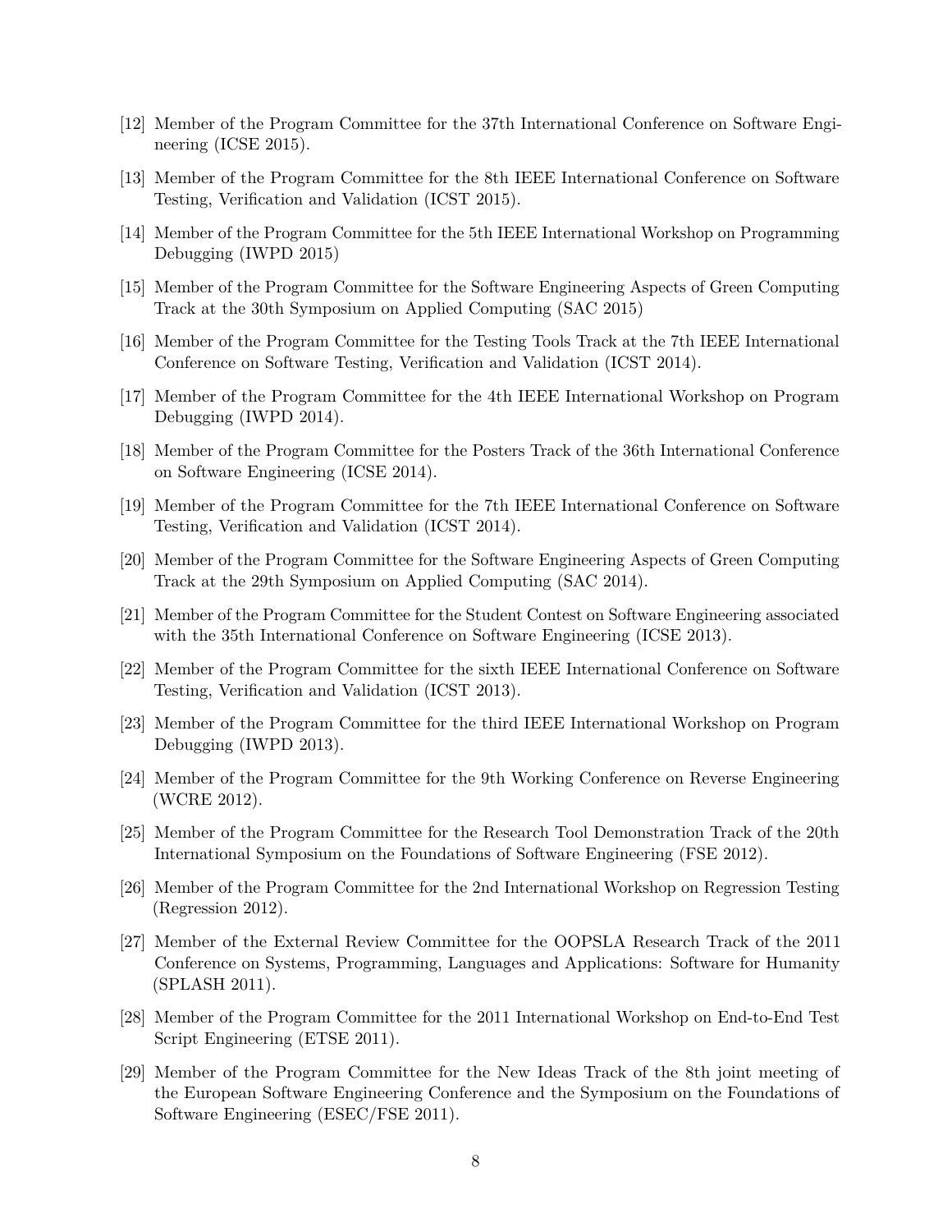[12] Member of the Program Committee for the 37th International Conference on Software Engineering (ICSE 2015).

[13] Member of the Program Committee for the 8th IEEE International Conference on Software Testing, Verification and Validation (ICST 2015).

[14] Member of the Program Committee for the 5th IEEE International Workshop on Programming Debugging (IWPD 2015)

[15] Member of the Program Committee for the Software Engineering Aspects of Green Computing Track at the 30th Symposium on Applied Computing (SAC 2015)

[16] Member of the Program Committee for the Testing Tools Track at the 7th IEEE International Conference on Software Testing, Verification and Validation (ICST 2014).

[17] Member of the Program Committee for the 4th IEEE International Workshop on Program Debugging (IWPD 2014).

[18] Member of the Program Committee for the Posters Track of the 36th International Conference on Software Engineering (ICSE 2014).

[19] Member of the Program Committee for the 7th IEEE International Conference on Software Testing, Verification and Validation (ICST 2014).

[20] Member of the Program Committee for the Software Engineering Aspects of Green Computing Track at the 29th Symposium on Applied Computing (SAC 2014).

[21] Member of the Program Committee for the Student Contest on Software Engineering associated with the 35th International Conference on Software Engineering (ICSE 2013).

[22] Member of the Program Committee for the sixth IEEE International Conference on Software Testing, Verification and Validation (ICST 2013).

[23] Member of the Program Committee for the third IEEE International Workshop on Program Debugging (IWPD 2013).

[24] Member of the Program Committee for the 9th Working Conference on Reverse Engineering (WCRE 2012).

[25] Member of the Program Committee for the Research Tool Demonstration Track of the 20th International Symposium on the Foundations of Software Engineering (FSE 2012).

[26] Member of the Program Committee for the 2nd International Workshop on Regression Testing (Regression 2012).

[27] Member of the External Review Committee for the OOPSLA Research Track of the 2011 Conference on Systems, Programming, Languages and Applications: Software for Humanity (SPLASH 2011).

[28] Member of the Program Committee for the 2011 International Workshop on End-to-End Test Script Engineering (ETSE 2011).

[29] Member of the Program Committee for the New Ideas Track of the 8th joint meeting of the European Software Engineering Conference and the Symposium on the Foundations of Software Engineering (ESEC/FSE 2011).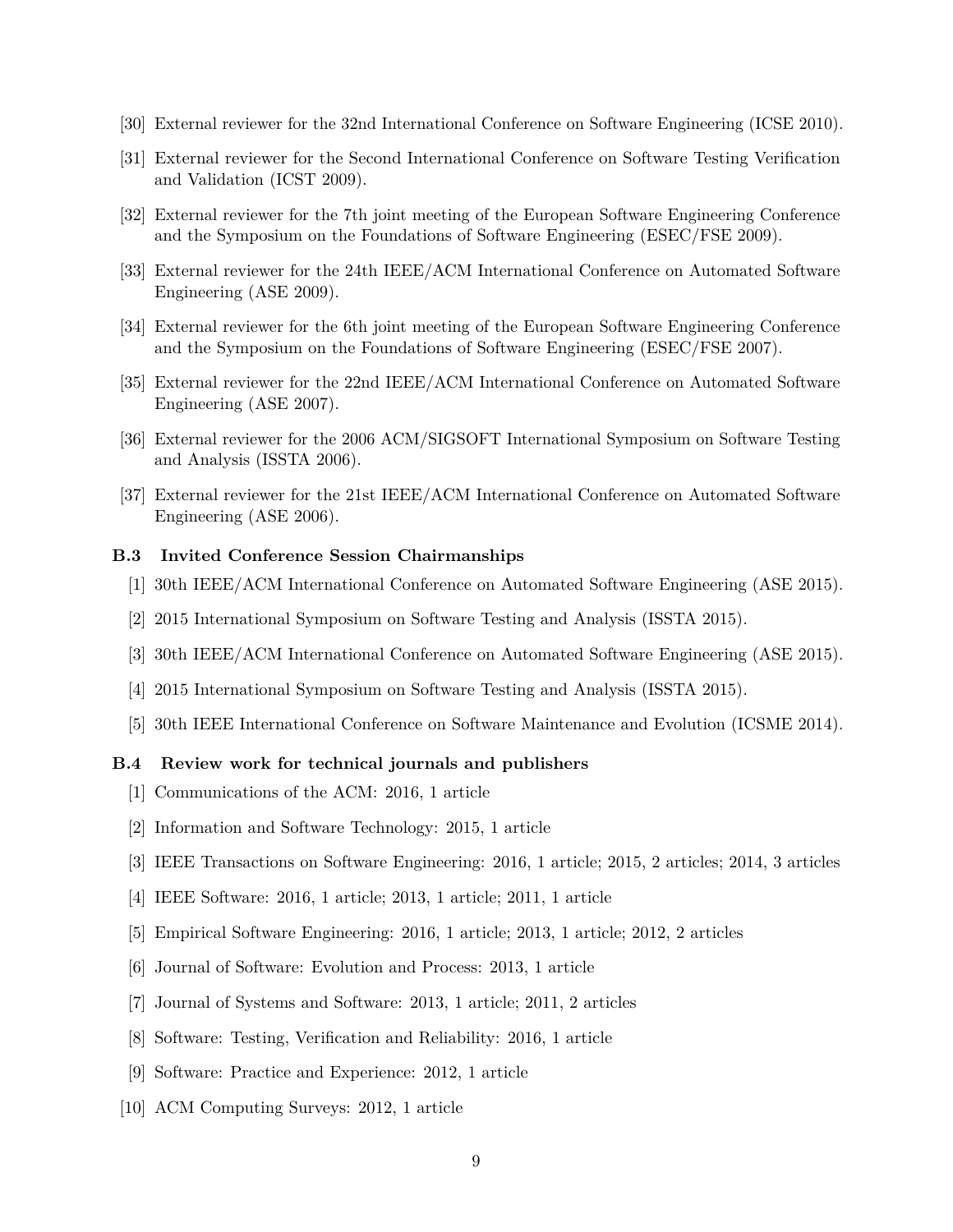[30] External reviewer for the 32nd International Conference on Software Engineering (ICSE 2010).

[31] External reviewer for the Second International Conference on Software Testing Verification and Validation (ICST 2009).

[32] External reviewer for the 7th joint meeting of the European Software Engineering Conference and the Symposium on the Foundations of Software Engineering (ESEC/FSE 2009).

[33] External reviewer for the 24th IEEE/ACM International Conference on Automated Software Engineering (ASE 2009).

[34] External reviewer for the 6th joint meeting of the European Software Engineering Conference and the Symposium on the Foundations of Software Engineering (ESEC/FSE 2007).

[35] External reviewer for the 22nd IEEE/ACM International Conference on Automated Software Engineering (ASE 2007).

[36] External reviewer for the 2006 ACM/SIGSOFT International Symposium on Software Testing and Analysis (ISSTA 2006).

[37] External reviewer for the 21st IEEE/ACM International Conference on Automated Software Engineering (ASE 2006).

### B.3 Invited Conference Session Chairmanships

[1] 30th IEEE/ACM International Conference on Automated Software Engineering (ASE 2015).

[2] 2015 International Symposium on Software Testing and Analysis (ISSTA 2015).

[3] 30th IEEE/ACM International Conference on Automated Software Engineering (ASE 2015).

[4] 2015 International Symposium on Software Testing and Analysis (ISSTA 2015).

[5] 30th IEEE International Conference on Software Maintenance and Evolution (ICSME 2014).

### B.4 Review work for technical journals and publishers

[1] Communications of the ACM: 2016, 1 article

[2] Information and Software Technology: 2015, 1 article

[3] IEEE Transactions on Software Engineering: 2016, 1 article; 2015, 2 articles; 2014, 3 articles

[4] IEEE Software: 2016, 1 article; 2013, 1 article; 2011, 1 article

[5] Empirical Software Engineering: 2016, 1 article; 2013, 1 article; 2012, 2 articles

[6] Journal of Software: Evolution and Process: 2013, 1 article

[7] Journal of Systems and Software: 2013, 1 article; 2011, 2 articles

[8] Software: Testing, Verification and Reliability: 2016, 1 article

[9] Software: Practice and Experience: 2012, 1 article

[10] ACM Computing Surveys: 2012, 1 article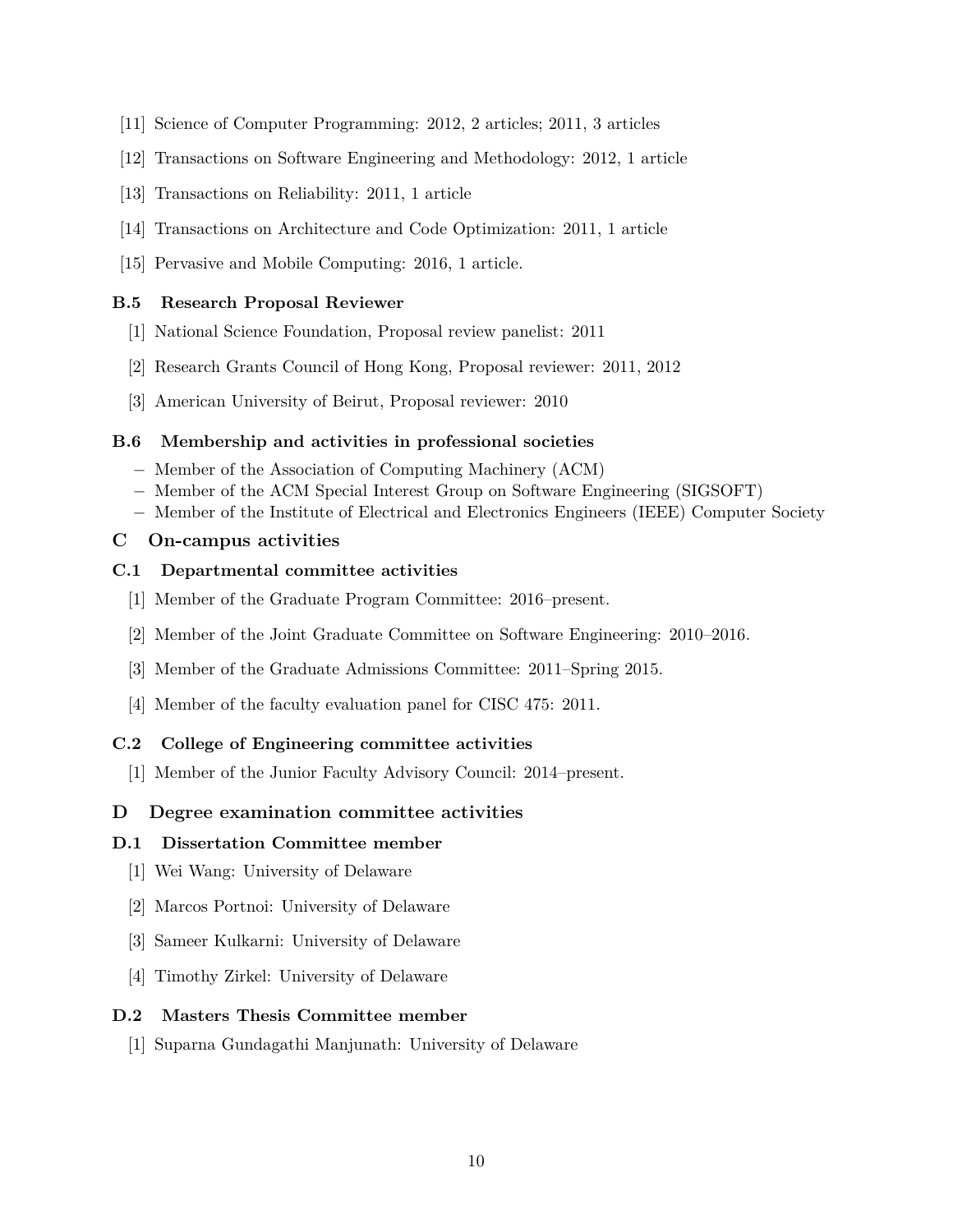[11] Science of Computer Programming: 2012, 2 articles; 2011, 3 articles

[12] Transactions on Software Engineering and Methodology: 2012, 1 article

[13] Transactions on Reliability: 2011, 1 article

[14] Transactions on Architecture and Code Optimization: 2011, 1 article

[15] Pervasive and Mobile Computing: 2016, 1 article.

### B.5 Research Proposal Reviewer

[1] National Science Foundation, Proposal review panelist: 2011

[2] Research Grants Council of Hong Kong, Proposal reviewer: 2011, 2012

[3] American University of Beirut, Proposal reviewer: 2010

### B.6 Membership and activities in professional societies

- Member of the Association of Computing Machinery (ACM)
- Member of the ACM Special Interest Group on Software Engineering (SIGSOFT)
- Member of the Institute of Electrical and Electronics Engineers (IEEE) Computer Society

## C On-campus activities

### C.1 Departmental committee activities

[1] Member of the Graduate Program Committee: 2016–present.

[2] Member of the Joint Graduate Committee on Software Engineering: 2010–2016.

[3] Member of the Graduate Admissions Committee: 2011–Spring 2015.

[4] Member of the faculty evaluation panel for CISC 475: 2011.

### C.2 College of Engineering committee activities

[1] Member of the Junior Faculty Advisory Council: 2014–present.

## D Degree examination committee activities

### D.1 Dissertation Committee member

[1] Wei Wang: University of Delaware

[2] Marcos Portnoi: University of Delaware

[3] Sameer Kulkarni: University of Delaware

[4] Timothy Zirkel: University of Delaware

### D.2 Masters Thesis Committee member

[1] Suparna Gundagathi Manjunath: University of Delaware